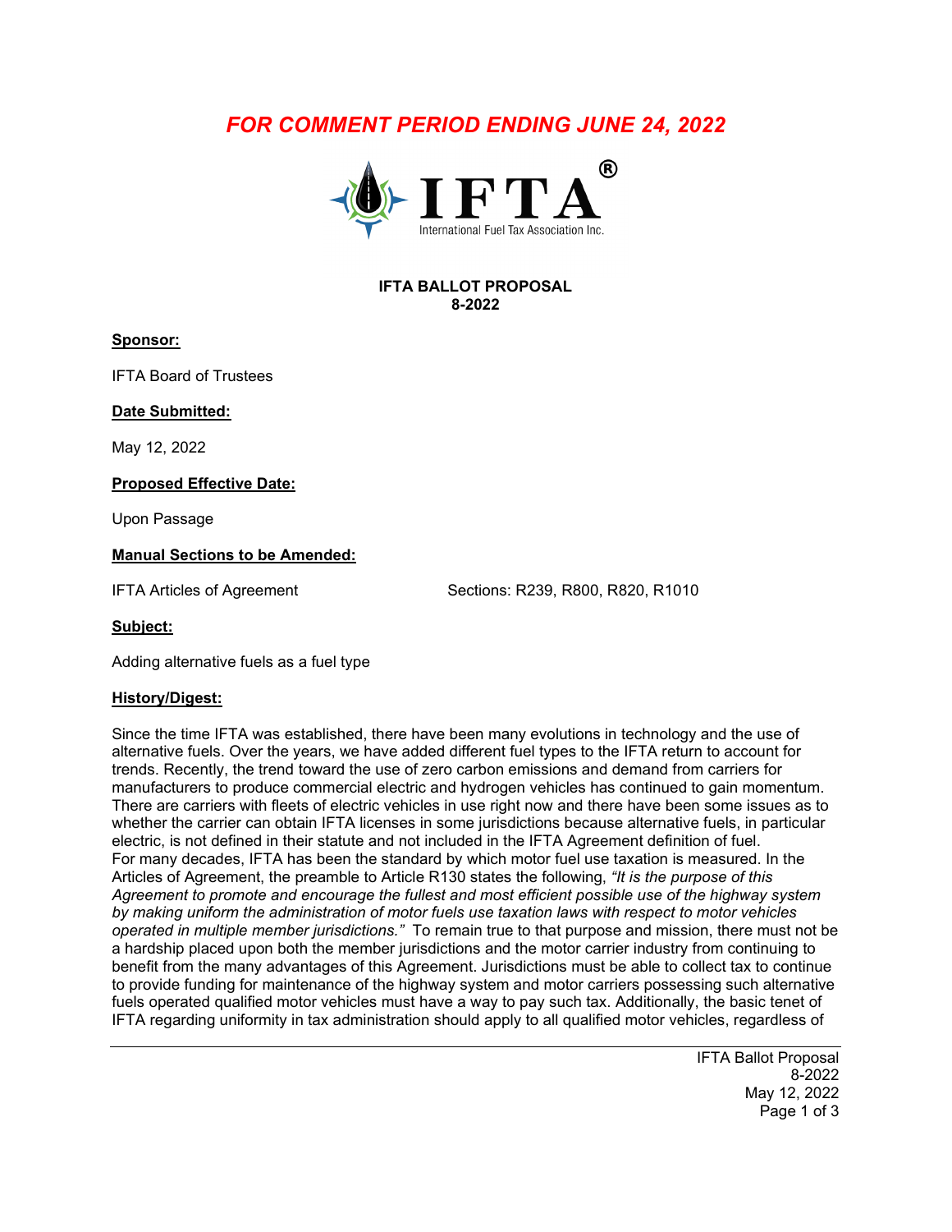*FOR COMMENT PERIOD ENDING JUNE 24, 2022*

IFTA®

International Fuel Tax Association Inc.

**IFTA BALLOT PROPOSAL**
**8-2022**

**Sponsor:**

IFTA Board of Trustees

**Date Submitted:**

May 12, 2022

**Proposed Effective Date:**

Upon Passage

**Manual Sections to be Amended:**

IFTA Articles of Agreement Sections: R239, R800, R820, R1010

**Subject:**

Adding alternative fuels as a fuel type

**History/Digest:**

Since the time IFTA was established, there have been many evolutions in technology and the use of alternative fuels. Over the years, we have added different fuel types to the IFTA return to account for trends. Recently, the trend toward the use of zero carbon emissions and demand from carriers for manufacturers to produce commercial electric and hydrogen vehicles has continued to gain momentum. There are carriers with fleets of electric vehicles in use right now and there have been some issues as to whether the carrier can obtain IFTA licenses in some jurisdictions because alternative fuels, in particular electric, is not defined in their statute and not included in the IFTA Agreement definition of fuel.
For many decades, IFTA has been the standard by which motor fuel use taxation is measured. In the Articles of Agreement, the preamble to Article R130 states the following, *"It is the purpose of this Agreement to promote and encourage the fullest and most efficient possible use of the highway system by making uniform the administration of motor fuels use taxation laws with respect to motor vehicles operated in multiple member jurisdictions."* To remain true to that purpose and mission, there must not be a hardship placed upon both the member jurisdictions and the motor carrier industry from continuing to benefit from the many advantages of this Agreement. Jurisdictions must be able to collect tax to continue to provide funding for maintenance of the highway system and motor carriers possessing such alternative fuels operated qualified motor vehicles must have a way to pay such tax. Additionally, the basic tenet of IFTA regarding uniformity in tax administration should apply to all qualified motor vehicles, regardless of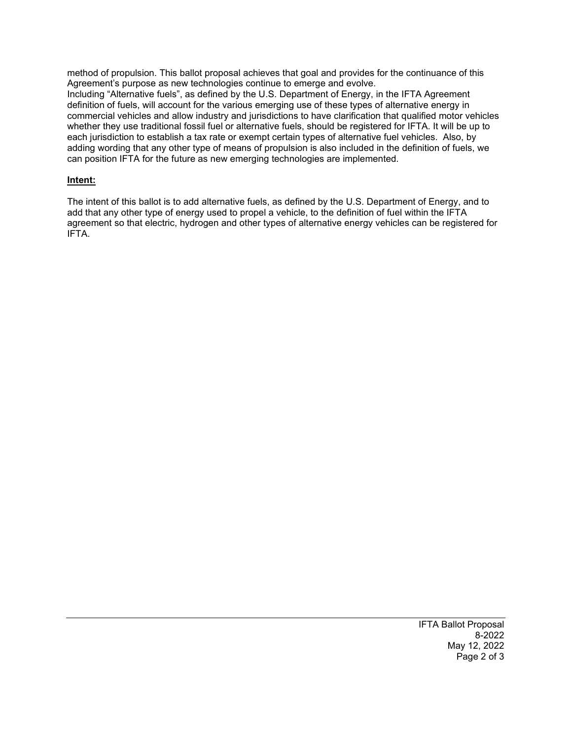method of propulsion. This ballot proposal achieves that goal and provides for the continuance of this Agreement's purpose as new technologies continue to emerge and evolve.
Including "Alternative fuels", as defined by the U.S. Department of Energy, in the IFTA Agreement definition of fuels, will account for the various emerging use of these types of alternative energy in commercial vehicles and allow industry and jurisdictions to have clarification that qualified motor vehicles whether they use traditional fossil fuel or alternative fuels, should be registered for IFTA. It will be up to each jurisdiction to establish a tax rate or exempt certain types of alternative fuel vehicles. Also, by adding wording that any other type of means of propulsion is also included in the definition of fuels, we can position IFTA for the future as new emerging technologies are implemented.

**Intent:**

The intent of this ballot is to add alternative fuels, as defined by the U.S. Department of Energy, and to add that any other type of energy used to propel a vehicle, to the definition of fuel within the IFTA agreement so that electric, hydrogen and other types of alternative energy vehicles can be registered for IFTA.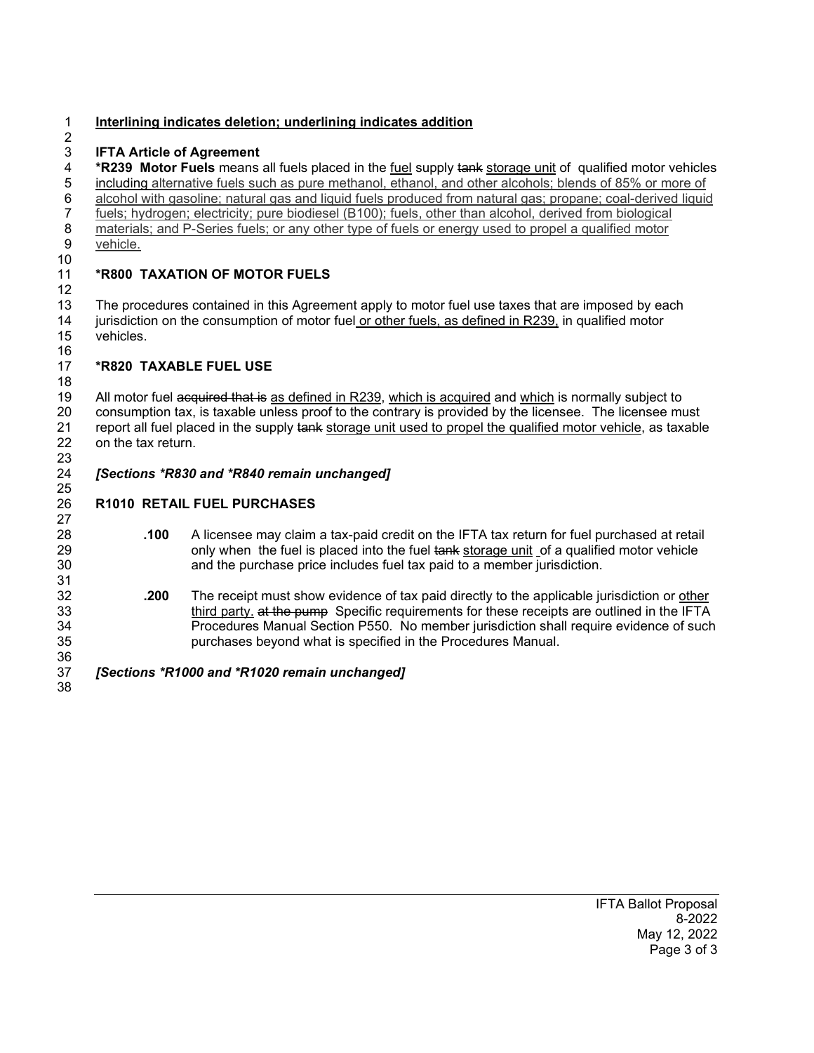**<u>Interlining indicates deletion; underlining indicates addition</u>**

**IFTA Article of Agreement**

**\*R239 Motor Fuels** means all fuels placed in the <u>fuel</u> supply ~~tank~~ <u>storage unit</u> of qualified motor vehicles <u>including alternative fuels such as pure methanol, ethanol, and other alcohols; blends of 85% or more of alcohol with gasoline; natural gas and liquid fuels produced from natural gas; propane; coal-derived liquid fuels; hydrogen; electricity; pure biodiesel (B100); fuels, other than alcohol, derived from biological materials; and P-Series fuels; or any other type of fuels or energy used to propel a qualified motor vehicle.</u>

**\*R800 TAXATION OF MOTOR FUELS**

The procedures contained in this Agreement apply to motor fuel use taxes that are imposed by each jurisdiction on the consumption of motor fuel<u> or other fuels, as defined in R239,</u> in qualified motor vehicles.

**\*R820 TAXABLE FUEL USE**

All motor fuel ~~acquired that is~~ <u>as defined in R239</u>, <u>which is acquired</u> and <u>which</u> is normally subject to consumption tax, is taxable unless proof to the contrary is provided by the licensee. The licensee must report all fuel placed in the supply ~~tank~~ <u>storage unit used to propel the qualified motor vehicle</u>, as taxable on the tax return.

***[Sections \*R830 and \*R840 remain unchanged]***

**R1010 RETAIL FUEL PURCHASES**

**.100** A licensee may claim a tax-paid credit on the IFTA tax return for fuel purchased at retail only when the fuel is placed into the fuel ~~tank~~ <u>storage unit</u> of a qualified motor vehicle and the purchase price includes fuel tax paid to a member jurisdiction.

**.200** The receipt must show evidence of tax paid directly to the applicable jurisdiction or <u>other third party.</u> ~~at the pump~~ Specific requirements for these receipts are outlined in the IFTA Procedures Manual Section P550. No member jurisdiction shall require evidence of such purchases beyond what is specified in the Procedures Manual.

***[Sections \*R1000 and \*R1020 remain unchanged]***